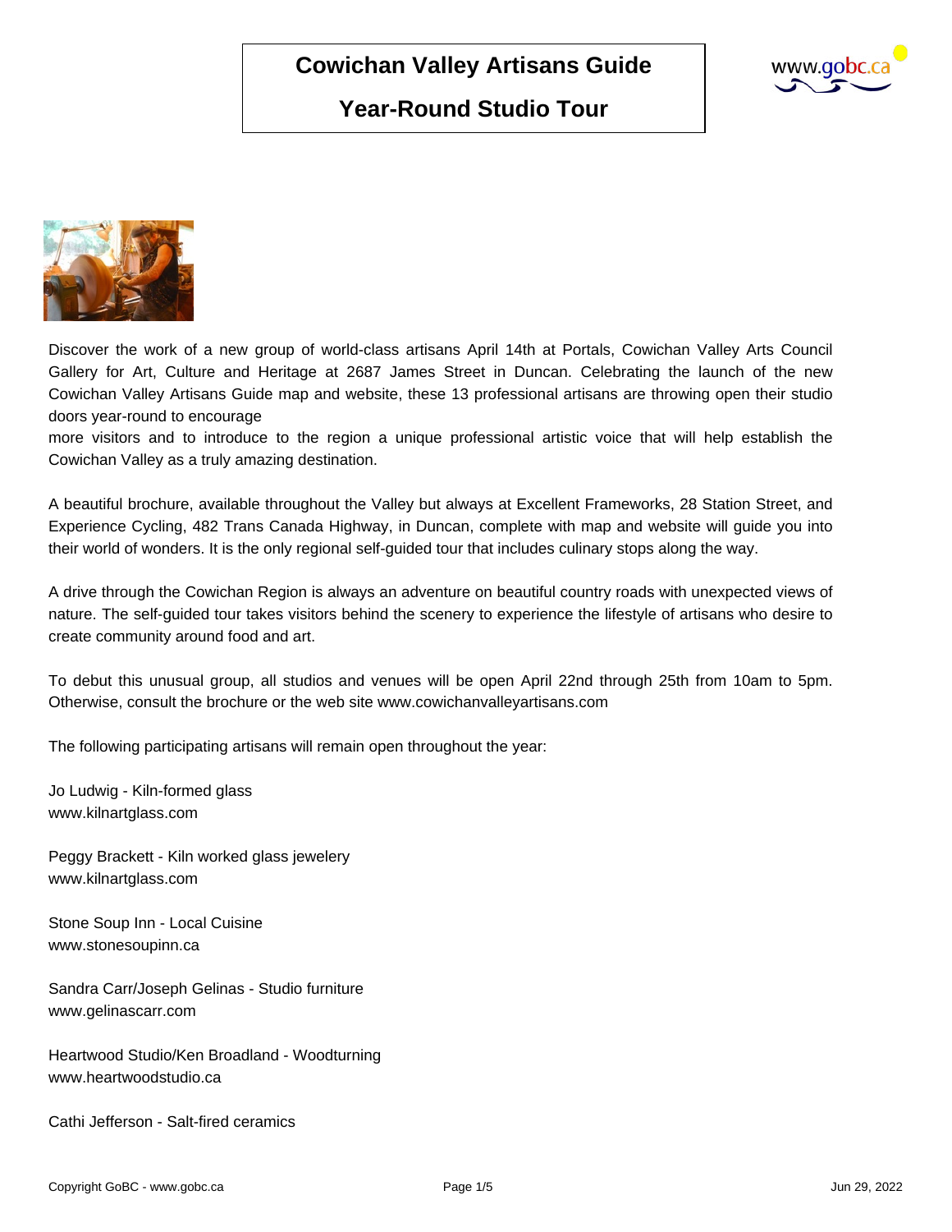# Cowichan Valley Artisans Guide

## Year-Round Studio Tour

Discover the work of a new group of world-class artisans April 14th at Portals, Cowichan Valley Arts Council Gallery for Art, Culture and Heritage at 2687 James Street in Duncan. Celebrating the launch of the new Cowichan Valley Artisans Guide map and website, these 13 professional artisans are throwing open their studio doors year-round to encourage
more visitors and to introduce to the region a unique professional artistic voice that will help establish the Cowichan Valley as a truly amazing destination.

A beautiful brochure, available throughout the Valley but always at Excellent Frameworks, 28 Station Street, and Experience Cycling, 482 Trans Canada Highway, in Duncan, complete with map and website will guide you into their world of wonders. It is the only regional self-guided tour that includes culinary stops along the way.

A drive through the Cowichan Region is always an adventure on beautiful country roads with unexpected views of nature. The self-guided tour takes visitors behind the scenery to experience the lifestyle of artisans who desire to create community around food and art.

To debut this unusual group, all studios and venues will be open April 22nd through 25th from 10am to 5pm. Otherwise, consult the brochure or the web site www.cowichanvalleyartisans.com

The following participating artisans will remain open throughout the year:

Jo Ludwig - Kiln-formed glass
www.kilnartglass.com

Peggy Brackett - Kiln worked glass jewelery
www.kilnartglass.com

Stone Soup Inn - Local Cuisine
www.stonesoupinn.ca

Sandra Carr/Joseph Gelinas - Studio furniture
www.gelinascarr.com

Heartwood Studio/Ken Broadland - Woodturning
www.heartwoodstudio.ca

Cathi Jefferson - Salt-fired ceramics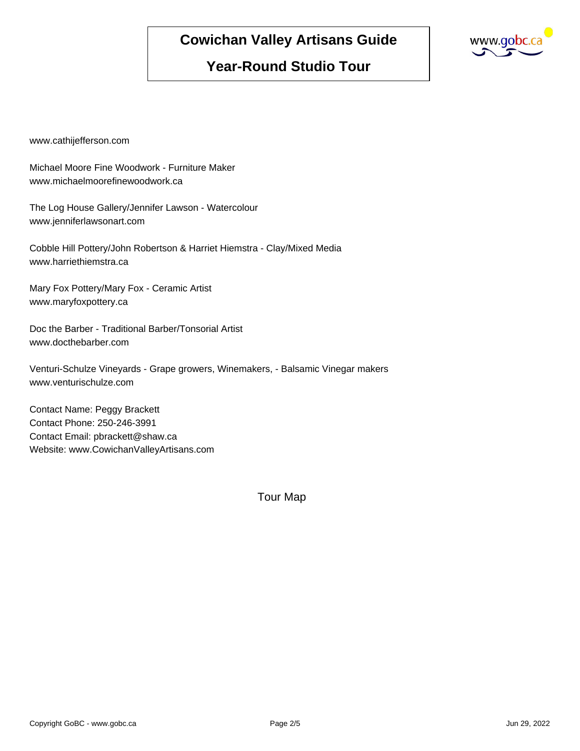www.cathijefferson.com

Michael Moore Fine Woodwork - Furniture Maker
www.michaelmoorefinewoodwork.ca

The Log House Gallery/Jennifer Lawson - Watercolour
www.jenniferlawsonart.com

Cobble Hill Pottery/John Robertson & Harriet Hiemstra - Clay/Mixed Media
www.harriethiemstra.ca

Mary Fox Pottery/Mary Fox - Ceramic Artist
www.maryfoxpottery.ca

Doc the Barber - Traditional Barber/Tonsorial Artist
www.docthebarber.com

Venturi-Schulze Vineyards - Grape growers, Winemakers, - Balsamic Vinegar makers
www.venturischulze.com

Contact Name: Peggy Brackett
Contact Phone: 250-246-3991
Contact Email: pbrackett@shaw.ca
Website: www.CowichanValleyArtisans.com

Tour Map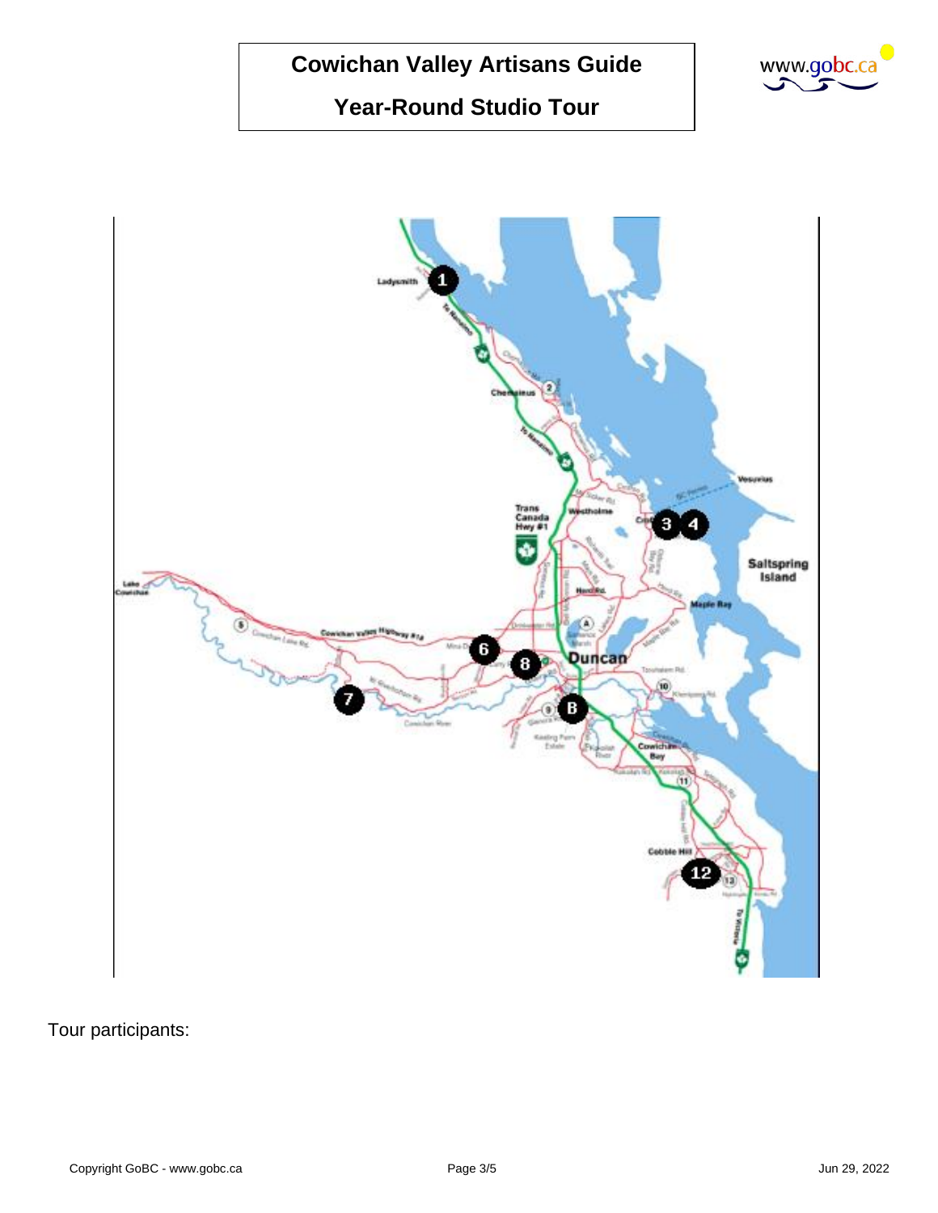# Cowichan Valley Artisans Guide

## Year-Round Studio Tour

Tour participants: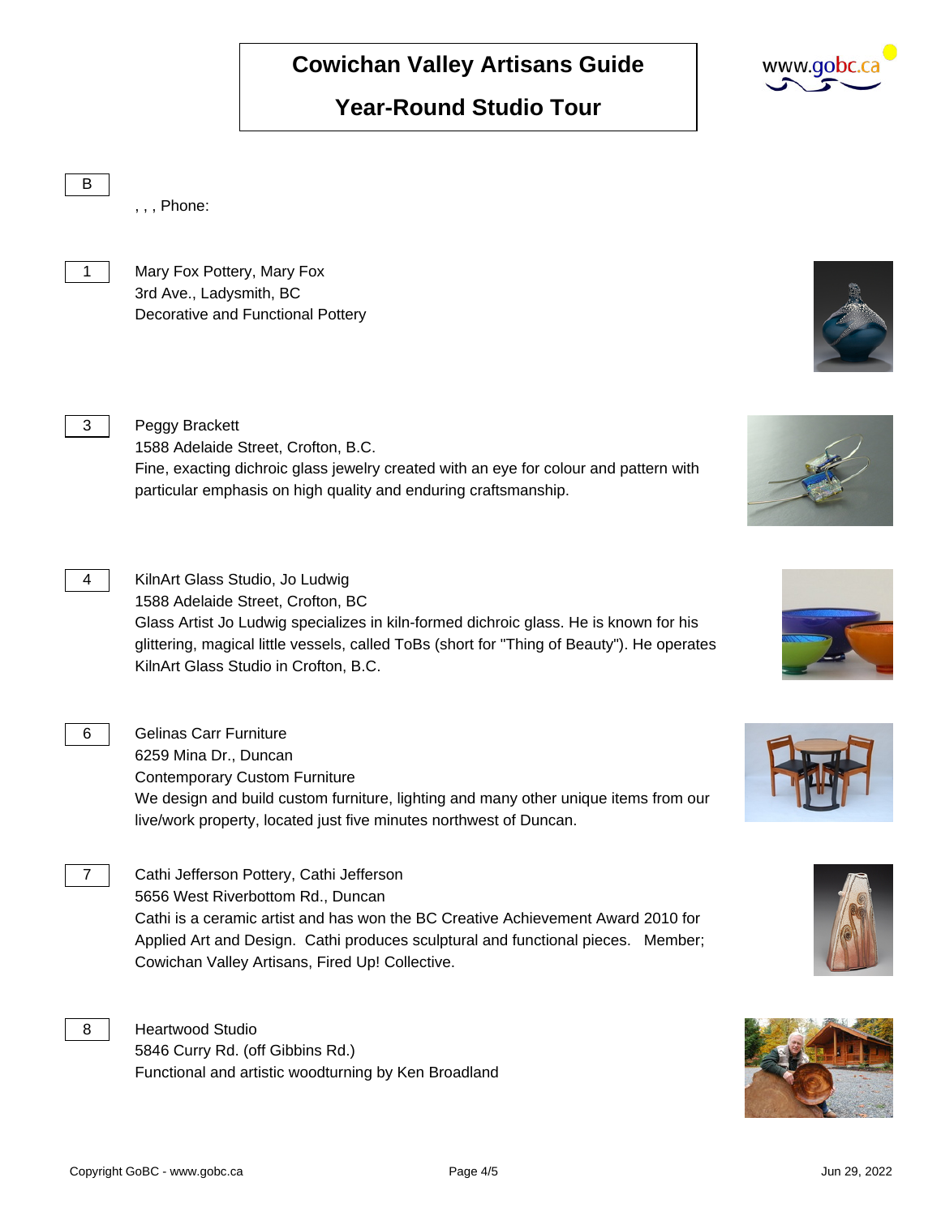# Cowichan Valley Artisans Guide

## Year-Round Studio Tour

**B**

, , , Phone:

**1**

Mary Fox Pottery, Mary Fox
3rd Ave., Ladysmith, BC
Decorative and Functional Pottery

**3**

Peggy Brackett
1588 Adelaide Street, Crofton, B.C.
Fine, exacting dichroic glass jewelry created with an eye for colour and pattern with particular emphasis on high quality and enduring craftsmanship.

**4**

KilnArt Glass Studio, Jo Ludwig
1588 Adelaide Street, Crofton, BC
Glass Artist Jo Ludwig specializes in kiln-formed dichroic glass. He is known for his glittering, magical little vessels, called ToBs (short for "Thing of Beauty"). He operates KilnArt Glass Studio in Crofton, B.C.

**6**

Gelinas Carr Furniture
6259 Mina Dr., Duncan
Contemporary Custom Furniture
We design and build custom furniture, lighting and many other unique items from our live/work property, located just five minutes northwest of Duncan.

**7**

Cathi Jefferson Pottery, Cathi Jefferson
5656 West Riverbottom Rd., Duncan
Cathi is a ceramic artist and has won the BC Creative Achievement Award 2010 for Applied Art and Design. Cathi produces sculptural and functional pieces. Member; Cowichan Valley Artisans, Fired Up! Collective.

**8**

Heartwood Studio
5846 Curry Rd. (off Gibbins Rd.)
Functional and artistic woodturning by Ken Broadland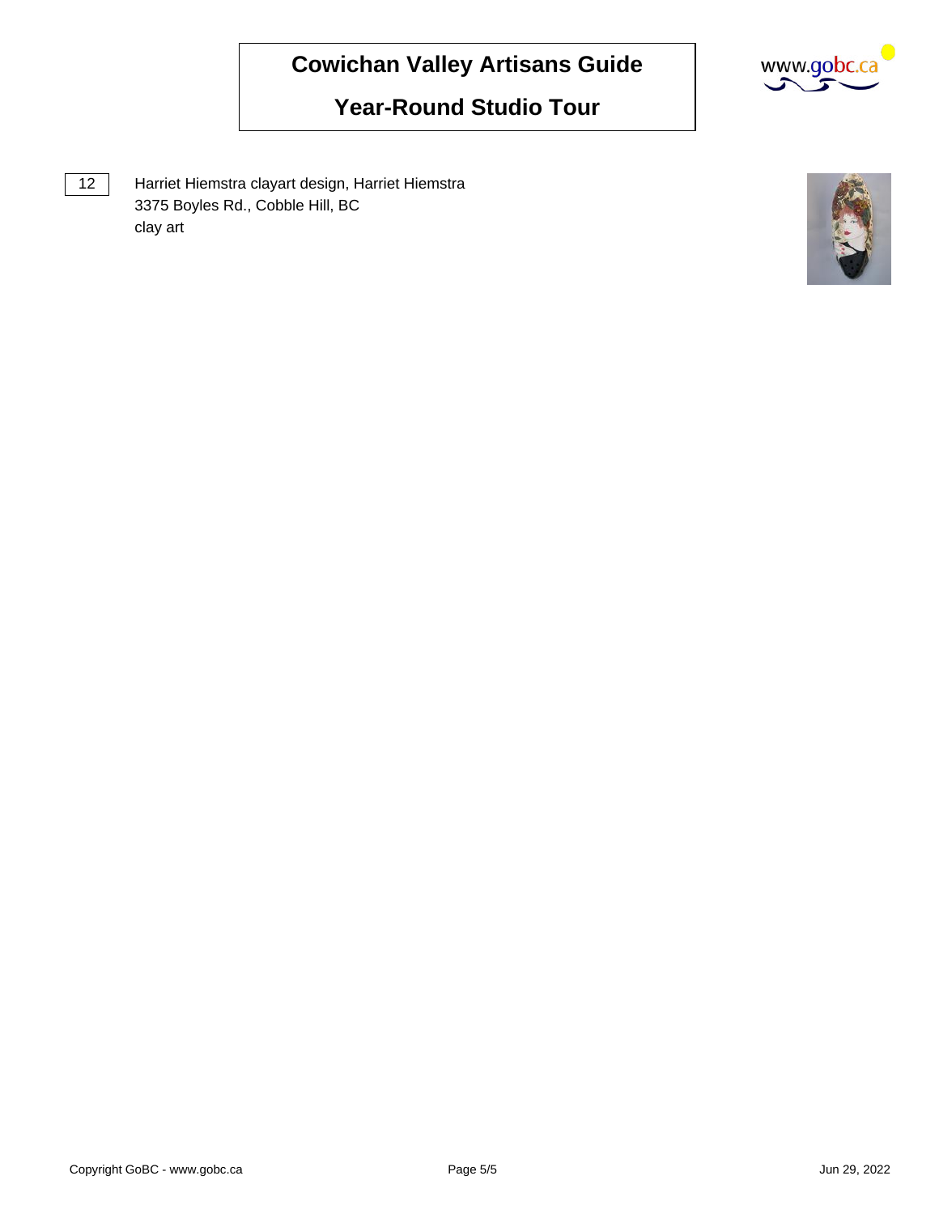# Cowichan Valley Artisans Guide

## Year-Round Studio Tour

12

Harriet Hiemstra clayart design, Harriet Hiemstra
3375 Boyles Rd., Cobble Hill, BC
clay art